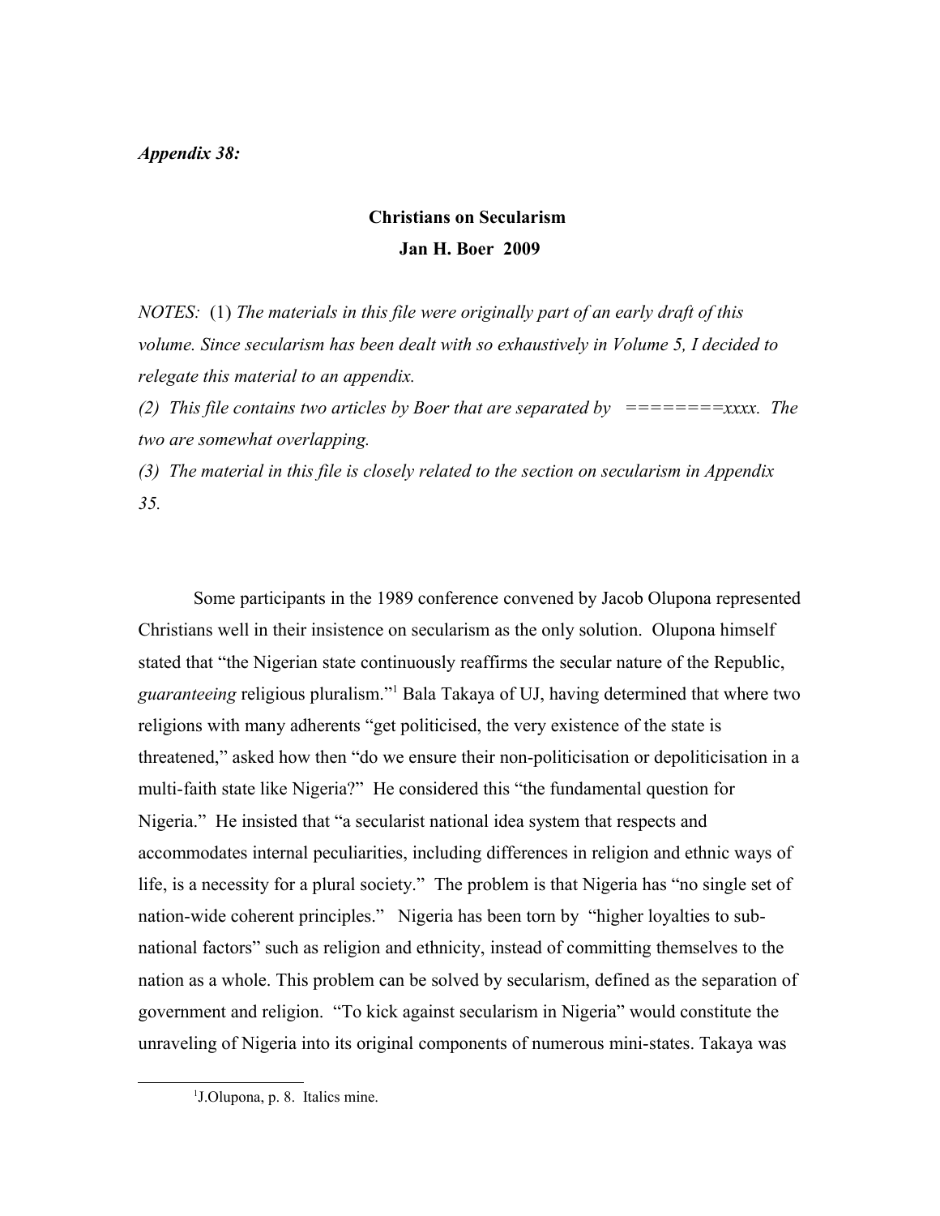*Appendix 38:*

## Christians on Secularism

**Jan H. Boer 2009**

*NOTES:* (1) *The materials in this file were originally part of an early draft of this volume. Since secularism has been dealt with so exhaustively in Volume 5, I decided to relegate this material to an appendix.*

*(2) This file contains two articles by Boer that are separated by ========xxxx. The two are somewhat overlapping.*

*(3) The material in this file is closely related to the section on secularism in Appendix 35.*

Some participants in the 1989 conference convened by Jacob Olupona represented Christians well in their insistence on secularism as the only solution. Olupona himself stated that "the Nigerian state continuously reaffirms the secular nature of the Republic, *guaranteeing* religious pluralism."[1] Bala Takaya of UJ, having determined that where two religions with many adherents "get politicised, the very existence of the state is threatened," asked how then "do we ensure their non-politicisation or depoliticisation in a multi-faith state like Nigeria?" He considered this "the fundamental question for Nigeria." He insisted that "a secularist national idea system that respects and accommodates internal peculiarities, including differences in religion and ethnic ways of life, is a necessity for a plural society." The problem is that Nigeria has "no single set of nation-wide coherent principles." Nigeria has been torn by "higher loyalties to sub-national factors" such as religion and ethnicity, instead of committing themselves to the nation as a whole. This problem can be solved by secularism, defined as the separation of government and religion. "To kick against secularism in Nigeria" would constitute the unraveling of Nigeria into its original components of numerous mini-states. Takaya was

[1] J.Olupona, p. 8. Italics mine.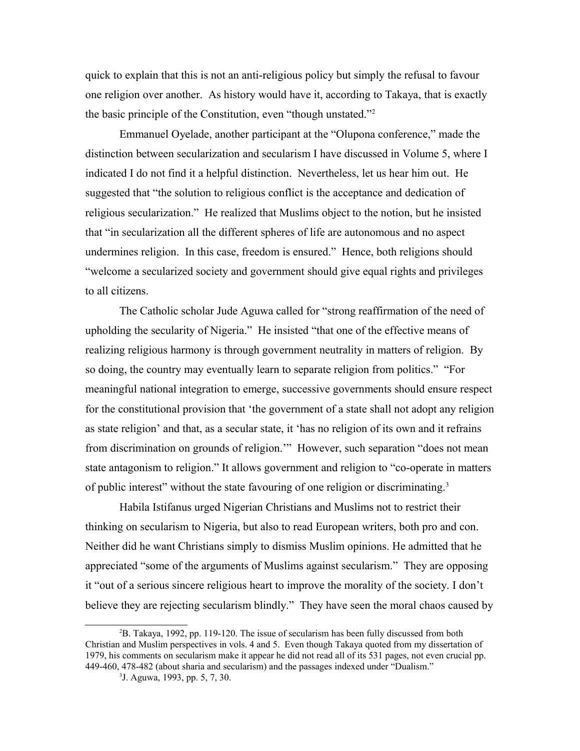quick to explain that this is not an anti-religious policy but simply the refusal to favour one religion over another. As history would have it, according to Takaya, that is exactly the basic principle of the Constitution, even "though unstated."[2]

Emmanuel Oyelade, another participant at the "Olupona conference," made the distinction between secularization and secularism I have discussed in Volume 5, where I indicated I do not find it a helpful distinction. Nevertheless, let us hear him out. He suggested that "the solution to religious conflict is the acceptance and dedication of religious secularization." He realized that Muslims object to the notion, but he insisted that "in secularization all the different spheres of life are autonomous and no aspect undermines religion. In this case, freedom is ensured." Hence, both religions should "welcome a secularized society and government should give equal rights and privileges to all citizens.

The Catholic scholar Jude Aguwa called for "strong reaffirmation of the need of upholding the secularity of Nigeria." He insisted "that one of the effective means of realizing religious harmony is through government neutrality in matters of religion. By so doing, the country may eventually learn to separate religion from politics." "For meaningful national integration to emerge, successive governments should ensure respect for the constitutional provision that 'the government of a state shall not adopt any religion as state religion' and that, as a secular state, it 'has no religion of its own and it refrains from discrimination on grounds of religion.'" However, such separation "does not mean state antagonism to religion." It allows government and religion to "co-operate in matters of public interest" without the state favouring of one religion or discriminating.[3]

Habila Istifanus urged Nigerian Christians and Muslims not to restrict their thinking on secularism to Nigeria, but also to read European writers, both pro and con. Neither did he want Christians simply to dismiss Muslim opinions. He admitted that he appreciated "some of the arguments of Muslims against secularism." They are opposing it "out of a serious sincere religious heart to improve the morality of the society. I don't believe they are rejecting secularism blindly." They have seen the moral chaos caused by

---

[2] B. Takaya, 1992, pp. 119-120. The issue of secularism has been fully discussed from both Christian and Muslim perspectives in vols. 4 and 5. Even though Takaya quoted from my dissertation of 1979, his comments on secularism make it appear he did not read all of its 531 pages, not even crucial pp. 449-460, 478-482 (about sharia and secularism) and the passages indexed under "Dualism."

[3] J. Aguwa, 1993, pp. 5, 7, 30.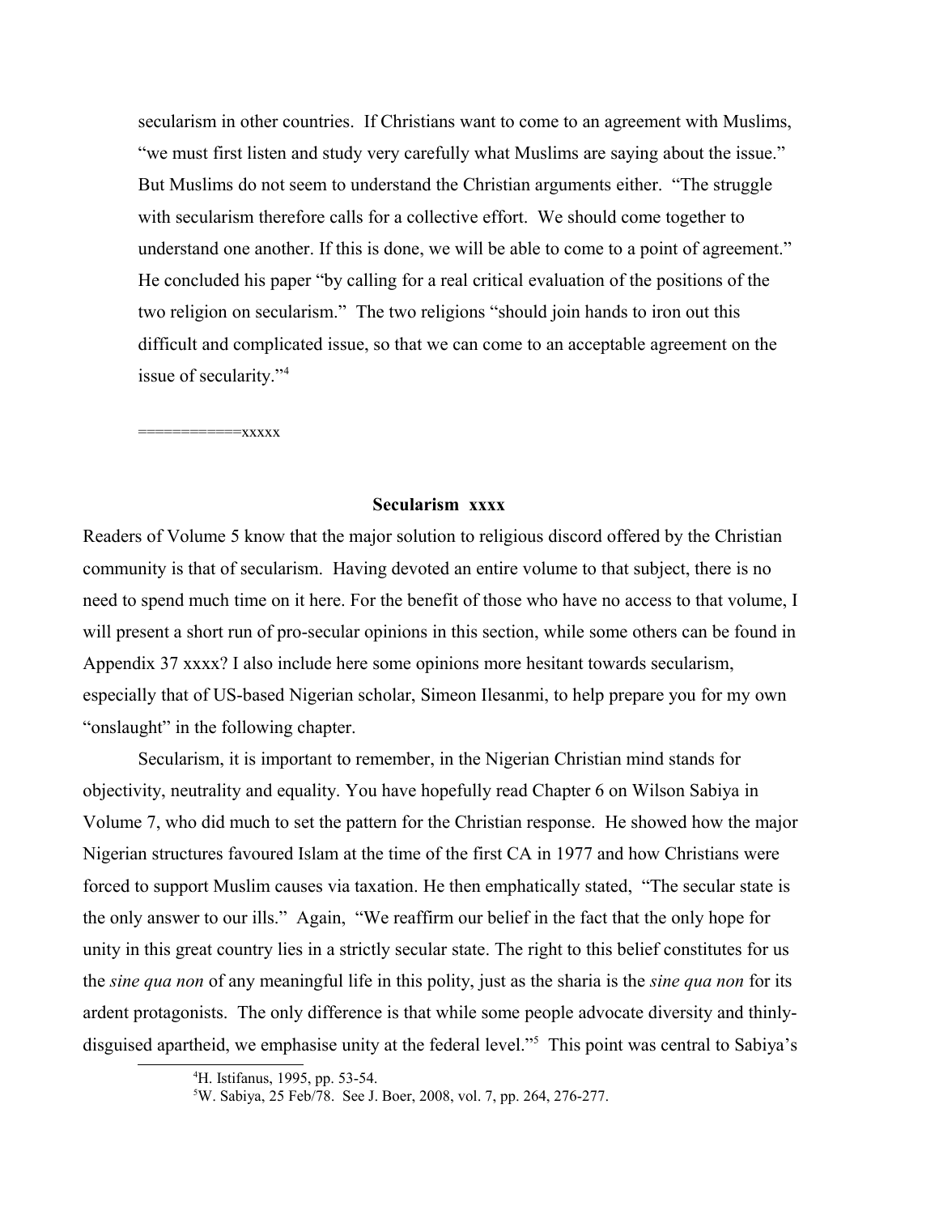secularism in other countries. If Christians want to come to an agreement with Muslims, "we must first listen and study very carefully what Muslims are saying about the issue." But Muslims do not seem to understand the Christian arguments either. "The struggle with secularism therefore calls for a collective effort. We should come together to understand one another. If this is done, we will be able to come to a point of agreement." He concluded his paper "by calling for a real critical evaluation of the positions of the two religion on secularism." The two religions "should join hands to iron out this difficult and complicated issue, so that we can come to an acceptable agreement on the issue of secularity."[4]

============xxxxx

## Secularism xxxx

Readers of Volume 5 know that the major solution to religious discord offered by the Christian community is that of secularism. Having devoted an entire volume to that subject, there is no need to spend much time on it here. For the benefit of those who have no access to that volume, I will present a short run of pro-secular opinions in this section, while some others can be found in Appendix 37 xxxx? I also include here some opinions more hesitant towards secularism, especially that of US-based Nigerian scholar, Simeon Ilesanmi, to help prepare you for my own "onslaught" in the following chapter.

Secularism, it is important to remember, in the Nigerian Christian mind stands for objectivity, neutrality and equality. You have hopefully read Chapter 6 on Wilson Sabiya in Volume 7, who did much to set the pattern for the Christian response. He showed how the major Nigerian structures favoured Islam at the time of the first CA in 1977 and how Christians were forced to support Muslim causes via taxation. He then emphatically stated, "The secular state is the only answer to our ills." Again, "We reaffirm our belief in the fact that the only hope for unity in this great country lies in a strictly secular state. The right to this belief constitutes for us the *sine qua non* of any meaningful life in this polity, just as the sharia is the *sine qua non* for its ardent protagonists. The only difference is that while some people advocate diversity and thinly-disguised apartheid, we emphasise unity at the federal level."[5] This point was central to Sabiya's

[4] H. Istifanus, 1995, pp. 53-54.

[5] W. Sabiya, 25 Feb/78. See J. Boer, 2008, vol. 7, pp. 264, 276-277.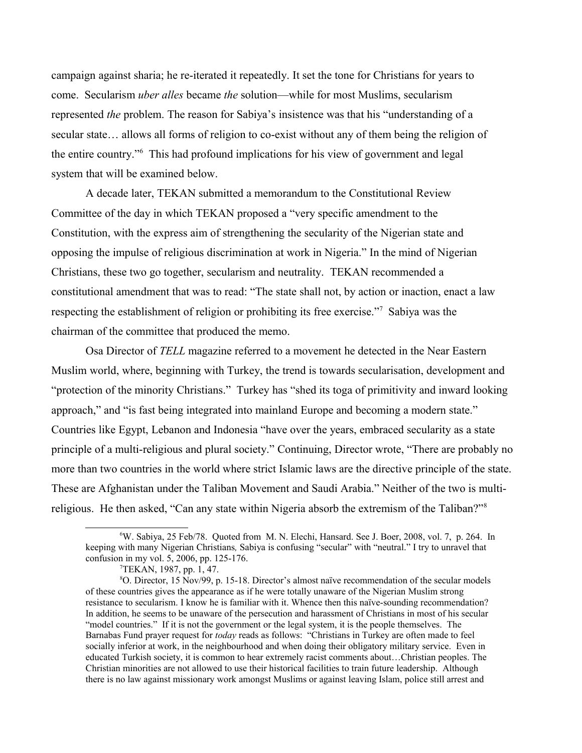campaign against sharia; he re-iterated it repeatedly. It set the tone for Christians for years to come. Secularism *uber alles* became *the* solution—while for most Muslims, secularism represented *the* problem. The reason for Sabiya's insistence was that his "understanding of a secular state… allows all forms of religion to co-exist without any of them being the religion of the entire country."[6] This had profound implications for his view of government and legal system that will be examined below.

A decade later, TEKAN submitted a memorandum to the Constitutional Review Committee of the day in which TEKAN proposed a "very specific amendment to the Constitution, with the express aim of strengthening the secularity of the Nigerian state and opposing the impulse of religious discrimination at work in Nigeria." In the mind of Nigerian Christians, these two go together, secularism and neutrality. TEKAN recommended a constitutional amendment that was to read: "The state shall not, by action or inaction, enact a law respecting the establishment of religion or prohibiting its free exercise."[7] Sabiya was the chairman of the committee that produced the memo.

Osa Director of *TELL* magazine referred to a movement he detected in the Near Eastern Muslim world, where, beginning with Turkey, the trend is towards secularisation, development and "protection of the minority Christians." Turkey has "shed its toga of primitivity and inward looking approach," and "is fast being integrated into mainland Europe and becoming a modern state." Countries like Egypt, Lebanon and Indonesia "have over the years, embraced secularity as a state principle of a multi-religious and plural society." Continuing, Director wrote, "There are probably no more than two countries in the world where strict Islamic laws are the directive principle of the state. These are Afghanistan under the Taliban Movement and Saudi Arabia." Neither of the two is multi-religious. He then asked, "Can any state within Nigeria absorb the extremism of the Taliban?"[8]

---

[6] W. Sabiya, 25 Feb/78. Quoted from M. N. Elechi, Hansard. See J. Boer, 2008, vol. 7, p. 264. In keeping with many Nigerian Christians*,* Sabiya is confusing "secular" with "neutral." I try to unravel that confusion in my vol. 5, 2006, pp. 125-176.

[7] TEKAN, 1987, pp. 1, 47.

[8] O. Director, 15 Nov/99, p. 15-18. Director's almost naïve recommendation of the secular models of these countries gives the appearance as if he were totally unaware of the Nigerian Muslim strong resistance to secularism. I know he is familiar with it. Whence then this naïve-sounding recommendation? In addition, he seems to be unaware of the persecution and harassment of Christians in most of his secular "model countries." If it is not the government or the legal system, it is the people themselves. The Barnabas Fund prayer request for *today* reads as follows: "Christians in Turkey are often made to feel socially inferior at work, in the neighbourhood and when doing their obligatory military service. Even in educated Turkish society, it is common to hear extremely racist comments about…Christian peoples. The Christian minorities are not allowed to use their historical facilities to train future leadership. Although there is no law against missionary work amongst Muslims or against leaving Islam, police still arrest and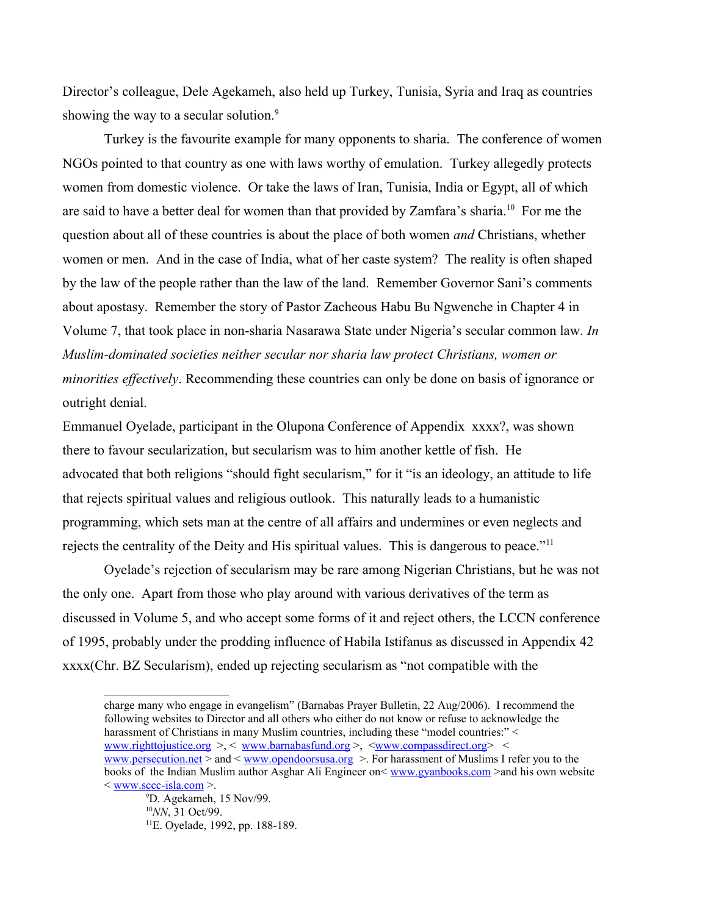Director's colleague, Dele Agekameh, also held up Turkey, Tunisia, Syria and Iraq as countries showing the way to a secular solution.[9]

Turkey is the favourite example for many opponents to sharia. The conference of women NGOs pointed to that country as one with laws worthy of emulation. Turkey allegedly protects women from domestic violence. Or take the laws of Iran, Tunisia, India or Egypt, all of which are said to have a better deal for women than that provided by Zamfara's sharia.[10] For me the question about all of these countries is about the place of both women *and* Christians, whether women or men. And in the case of India, what of her caste system? The reality is often shaped by the law of the people rather than the law of the land. Remember Governor Sani's comments about apostasy. Remember the story of Pastor Zacheous Habu Bu Ngwenche in Chapter 4 in Volume 7, that took place in non-sharia Nasarawa State under Nigeria's secular common law. *In Muslim-dominated societies neither secular nor sharia law protect Christians, women or minorities effectively*. Recommending these countries can only be done on basis of ignorance or outright denial.

Emmanuel Oyelade, participant in the Olupona Conference of Appendix xxxx?, was shown there to favour secularization, but secularism was to him another kettle of fish. He advocated that both religions "should fight secularism," for it "is an ideology, an attitude to life that rejects spiritual values and religious outlook. This naturally leads to a humanistic programming, which sets man at the centre of all affairs and undermines or even neglects and rejects the centrality of the Deity and His spiritual values. This is dangerous to peace."[11]

Oyelade's rejection of secularism may be rare among Nigerian Christians, but he was not the only one. Apart from those who play around with various derivatives of the term as discussed in Volume 5, and who accept some forms of it and reject others, the LCCN conference of 1995, probably under the prodding influence of Habila Istifanus as discussed in Appendix 42 xxxx(Chr. BZ Secularism), ended up rejecting secularism as "not compatible with the

---

charge many who engage in evangelism" (Barnabas Prayer Bulletin, 22 Aug/2006). I recommend the following websites to Director and all others who either do not know or refuse to acknowledge the harassment of Christians in many Muslim countries, including these "model countries:" < www.righttojustice.org >, < www.barnabasfund.org >, <www.compassdirect.org> < www.persecution.net > and < www.opendoorsusa.org >. For harassment of Muslims I refer you to the books of the Indian Muslim author Asghar Ali Engineer on< www.gyanbooks.com >and his own website < www.sccc-isla.com >.

[9] D. Agekameh, 15 Nov/99.

[10] *NN*, 31 Oct/99.

[11] E. Oyelade, 1992, pp. 188-189.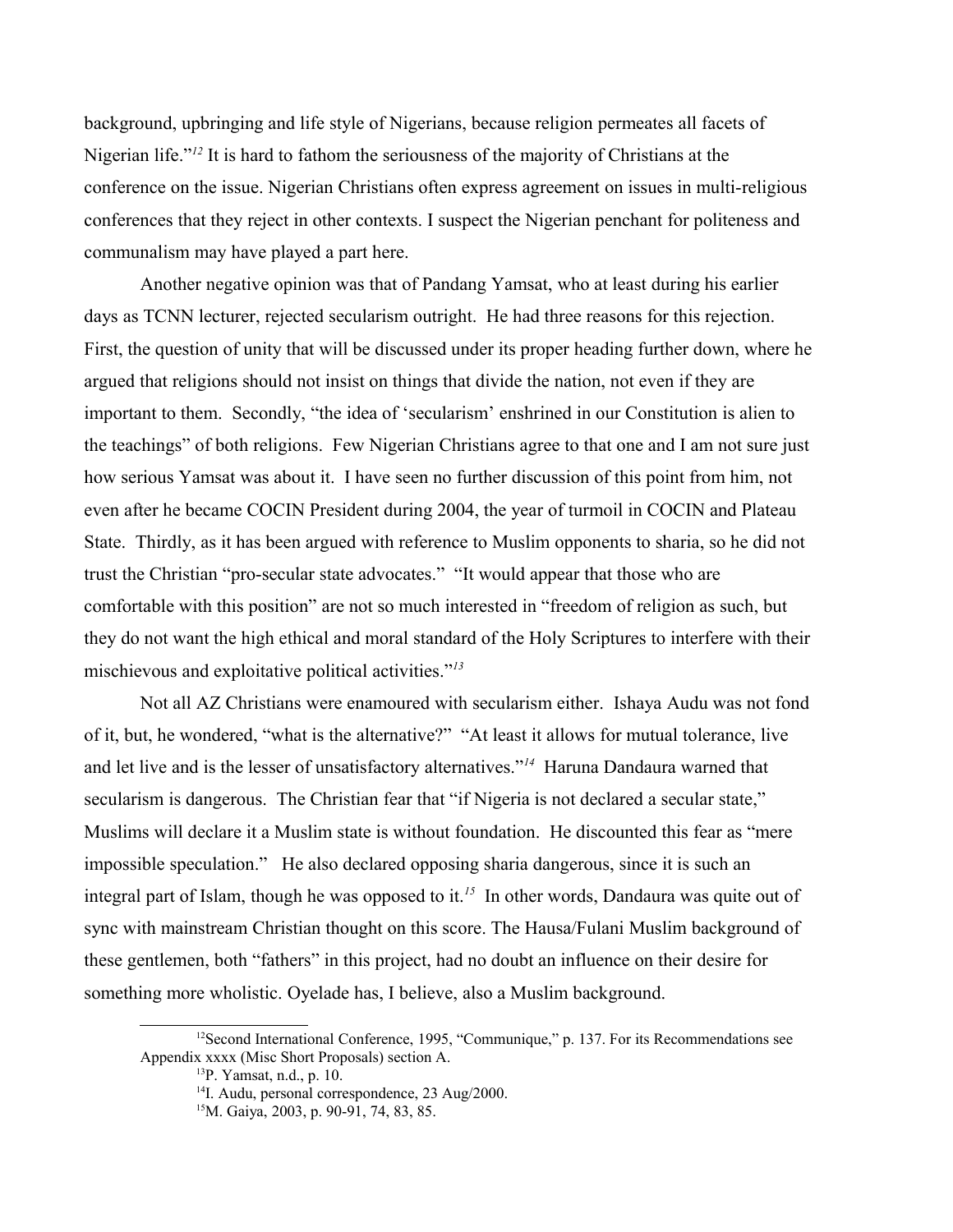background, upbringing and life style of Nigerians, because religion permeates all facets of Nigerian life."[12] It is hard to fathom the seriousness of the majority of Christians at the conference on the issue. Nigerian Christians often express agreement on issues in multi-religious conferences that they reject in other contexts. I suspect the Nigerian penchant for politeness and communalism may have played a part here.

Another negative opinion was that of Pandang Yamsat, who at least during his earlier days as TCNN lecturer, rejected secularism outright. He had three reasons for this rejection. First, the question of unity that will be discussed under its proper heading further down, where he argued that religions should not insist on things that divide the nation, not even if they are important to them. Secondly, "the idea of 'secularism' enshrined in our Constitution is alien to the teachings" of both religions. Few Nigerian Christians agree to that one and I am not sure just how serious Yamsat was about it. I have seen no further discussion of this point from him, not even after he became COCIN President during 2004, the year of turmoil in COCIN and Plateau State. Thirdly, as it has been argued with reference to Muslim opponents to sharia, so he did not trust the Christian "pro-secular state advocates." "It would appear that those who are comfortable with this position" are not so much interested in "freedom of religion as such, but they do not want the high ethical and moral standard of the Holy Scriptures to interfere with their mischievous and exploitative political activities."[13]

Not all AZ Christians were enamoured with secularism either. Ishaya Audu was not fond of it, but, he wondered, "what is the alternative?" "At least it allows for mutual tolerance, live and let live and is the lesser of unsatisfactory alternatives."[14] Haruna Dandaura warned that secularism is dangerous. The Christian fear that "if Nigeria is not declared a secular state," Muslims will declare it a Muslim state is without foundation. He discounted this fear as "mere impossible speculation." He also declared opposing sharia dangerous, since it is such an integral part of Islam, though he was opposed to it.[15] In other words, Dandaura was quite out of sync with mainstream Christian thought on this score. The Hausa/Fulani Muslim background of these gentlemen, both "fathers" in this project, had no doubt an influence on their desire for something more wholistic. Oyelade has, I believe, also a Muslim background.

---

[12] Second International Conference, 1995, "Communique," p. 137. For its Recommendations see Appendix xxxx (Misc Short Proposals) section A.

[13] P. Yamsat, n.d., p. 10.

[14] I. Audu, personal correspondence, 23 Aug/2000.

[15] M. Gaiya, 2003, p. 90-91, 74, 83, 85.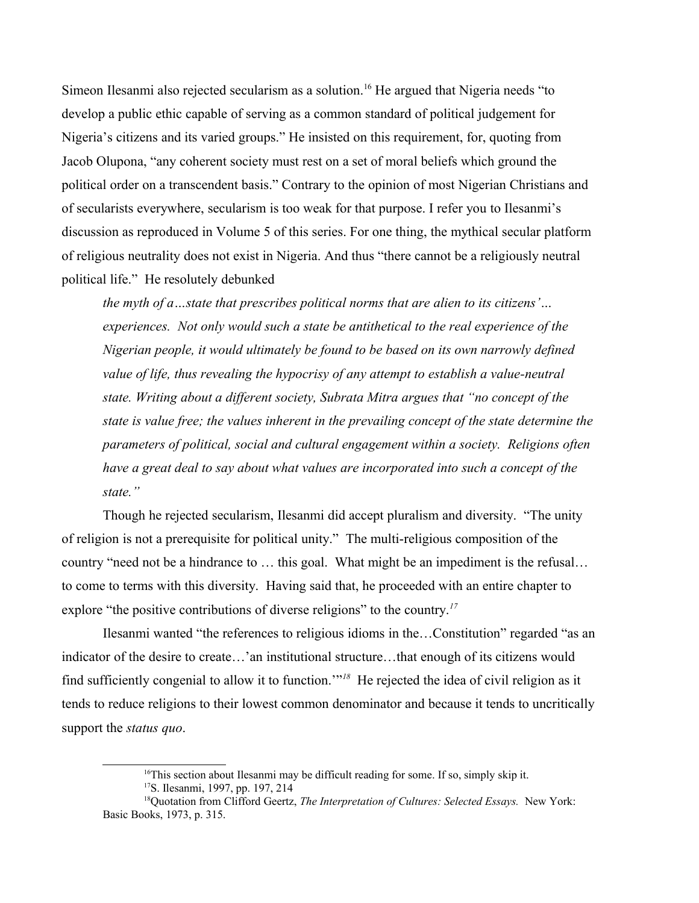Simeon Ilesanmi also rejected secularism as a solution.[16] He argued that Nigeria needs "to develop a public ethic capable of serving as a common standard of political judgement for Nigeria's citizens and its varied groups." He insisted on this requirement, for, quoting from Jacob Olupona, "any coherent society must rest on a set of moral beliefs which ground the political order on a transcendent basis." Contrary to the opinion of most Nigerian Christians and of secularists everywhere, secularism is too weak for that purpose. I refer you to Ilesanmi's discussion as reproduced in Volume 5 of this series. For one thing, the mythical secular platform of religious neutrality does not exist in Nigeria. And thus "there cannot be a religiously neutral political life." He resolutely debunked

> *the myth of a…state that prescribes political norms that are alien to its citizens'… experiences. Not only would such a state be antithetical to the real experience of the Nigerian people, it would ultimately be found to be based on its own narrowly defined value of life, thus revealing the hypocrisy of any attempt to establish a value-neutral state. Writing about a different society, Subrata Mitra argues that "no concept of the state is value free; the values inherent in the prevailing concept of the state determine the parameters of political, social and cultural engagement within a society. Religions often have a great deal to say about what values are incorporated into such a concept of the state."*

Though he rejected secularism, Ilesanmi did accept pluralism and diversity. "The unity of religion is not a prerequisite for political unity." The multi-religious composition of the country "need not be a hindrance to … this goal. What might be an impediment is the refusal… to come to terms with this diversity. Having said that, he proceeded with an entire chapter to explore "the positive contributions of diverse religions" to the country.[17]

Ilesanmi wanted "the references to religious idioms in the…Constitution" regarded "as an indicator of the desire to create…'an institutional structure…that enough of its citizens would find sufficiently congenial to allow it to function.'"[18] He rejected the idea of civil religion as it tends to reduce religions to their lowest common denominator and because it tends to uncritically support the *status quo*.

---

[16] This section about Ilesanmi may be difficult reading for some. If so, simply skip it.

[17] S. Ilesanmi, 1997, pp. 197, 214

[18] Quotation from Clifford Geertz, *The Interpretation of Cultures: Selected Essays.* New York: Basic Books, 1973, p. 315.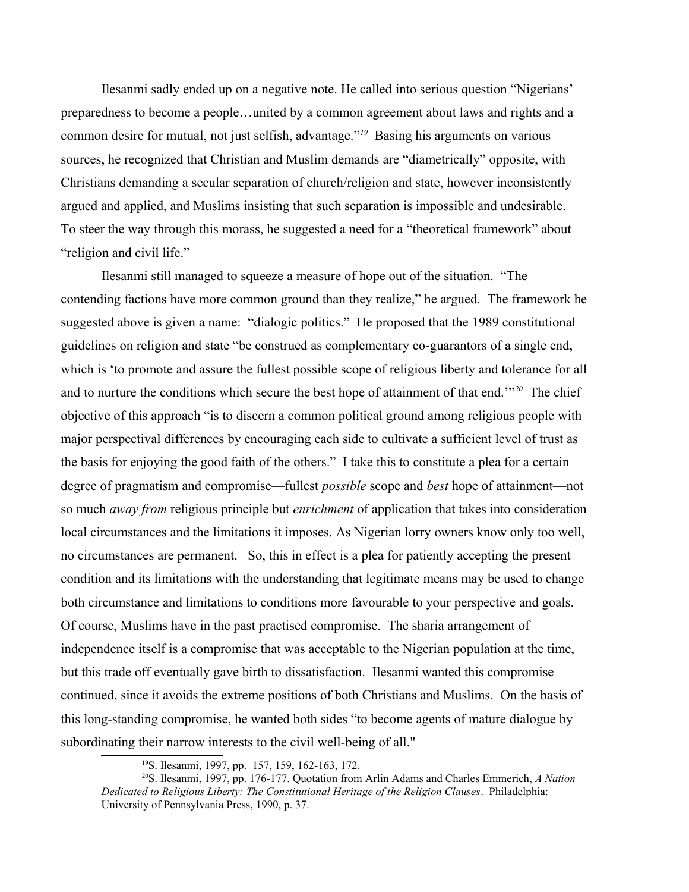Ilesanmi sadly ended up on a negative note. He called into serious question "Nigerians' preparedness to become a people…united by a common agreement about laws and rights and a common desire for mutual, not just selfish, advantage."[19] Basing his arguments on various sources, he recognized that Christian and Muslim demands are "diametrically" opposite, with Christians demanding a secular separation of church/religion and state, however inconsistently argued and applied, and Muslims insisting that such separation is impossible and undesirable. To steer the way through this morass, he suggested a need for a "theoretical framework" about "religion and civil life."

Ilesanmi still managed to squeeze a measure of hope out of the situation. "The contending factions have more common ground than they realize," he argued. The framework he suggested above is given a name: "dialogic politics." He proposed that the 1989 constitutional guidelines on religion and state "be construed as complementary co-guarantors of a single end, which is 'to promote and assure the fullest possible scope of religious liberty and tolerance for all and to nurture the conditions which secure the best hope of attainment of that end.'"[20] The chief objective of this approach "is to discern a common political ground among religious people with major perspectival differences by encouraging each side to cultivate a sufficient level of trust as the basis for enjoying the good faith of the others." I take this to constitute a plea for a certain degree of pragmatism and compromise—fullest *possible* scope and *best* hope of attainment—not so much *away from* religious principle but *enrichment* of application that takes into consideration local circumstances and the limitations it imposes. As Nigerian lorry owners know only too well, no circumstances are permanent. So, this in effect is a plea for patiently accepting the present condition and its limitations with the understanding that legitimate means may be used to change both circumstance and limitations to conditions more favourable to your perspective and goals. Of course, Muslims have in the past practised compromise. The sharia arrangement of independence itself is a compromise that was acceptable to the Nigerian population at the time, but this trade off eventually gave birth to dissatisfaction. Ilesanmi wanted this compromise continued, since it avoids the extreme positions of both Christians and Muslims. On the basis of this long-standing compromise, he wanted both sides "to become agents of mature dialogue by subordinating their narrow interests to the civil well-being of all."

---

[19] S. Ilesanmi, 1997, pp. 157, 159, 162-163, 172.

[20] S. Ilesanmi, 1997, pp. 176-177. Quotation from Arlin Adams and Charles Emmerich, *A Nation Dedicated to Religious Liberty: The Constitutional Heritage of the Religion Clauses*. Philadelphia: University of Pennsylvania Press, 1990, p. 37.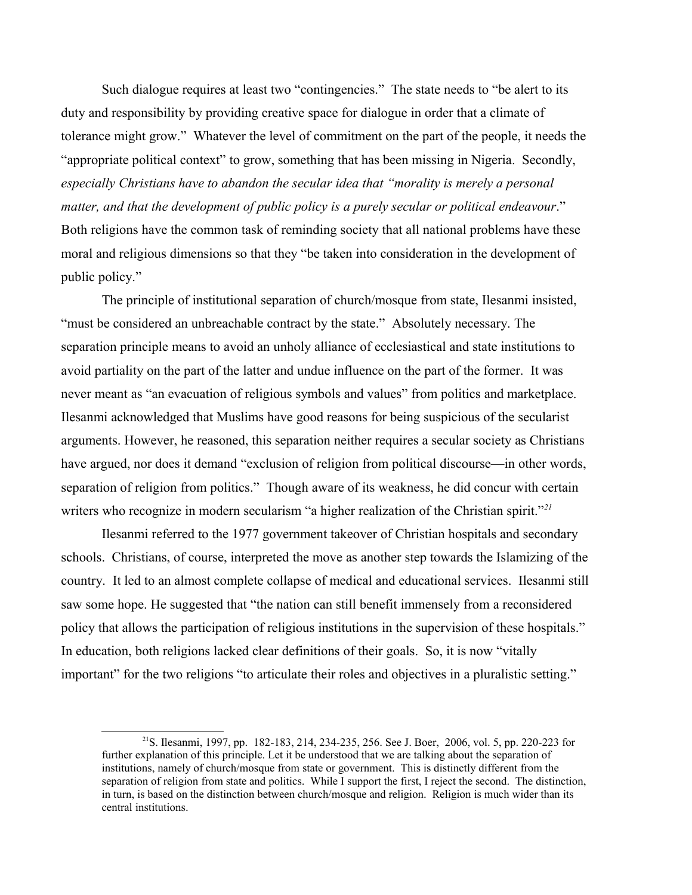Such dialogue requires at least two "contingencies." The state needs to "be alert to its duty and responsibility by providing creative space for dialogue in order that a climate of tolerance might grow." Whatever the level of commitment on the part of the people, it needs the "appropriate political context" to grow, something that has been missing in Nigeria. Secondly, *especially Christians have to abandon the secular idea that "morality is merely a personal matter, and that the development of public policy is a purely secular or political endeavour*." Both religions have the common task of reminding society that all national problems have these moral and religious dimensions so that they "be taken into consideration in the development of public policy."

The principle of institutional separation of church/mosque from state, Ilesanmi insisted, "must be considered an unbreachable contract by the state." Absolutely necessary. The separation principle means to avoid an unholy alliance of ecclesiastical and state institutions to avoid partiality on the part of the latter and undue influence on the part of the former. It was never meant as "an evacuation of religious symbols and values" from politics and marketplace. Ilesanmi acknowledged that Muslims have good reasons for being suspicious of the secularist arguments. However, he reasoned, this separation neither requires a secular society as Christians have argued, nor does it demand "exclusion of religion from political discourse—in other words, separation of religion from politics." Though aware of its weakness, he did concur with certain writers who recognize in modern secularism "a higher realization of the Christian spirit."[21]

Ilesanmi referred to the 1977 government takeover of Christian hospitals and secondary schools. Christians, of course, interpreted the move as another step towards the Islamizing of the country. It led to an almost complete collapse of medical and educational services. Ilesanmi still saw some hope. He suggested that "the nation can still benefit immensely from a reconsidered policy that allows the participation of religious institutions in the supervision of these hospitals." In education, both religions lacked clear definitions of their goals. So, it is now "vitally important" for the two religions "to articulate their roles and objectives in a pluralistic setting."

[21]S. Ilesanmi, 1997, pp. 182-183, 214, 234-235, 256. See J. Boer, 2006, vol. 5, pp. 220-223 for further explanation of this principle. Let it be understood that we are talking about the separation of institutions, namely of church/mosque from state or government. This is distinctly different from the separation of religion from state and politics. While I support the first, I reject the second. The distinction, in turn, is based on the distinction between church/mosque and religion. Religion is much wider than its central institutions.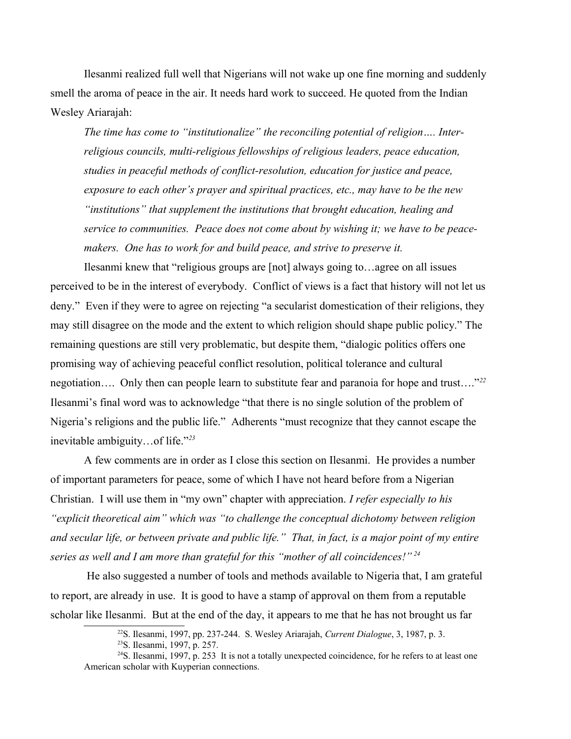Ilesanmi realized full well that Nigerians will not wake up one fine morning and suddenly smell the aroma of peace in the air. It needs hard work to succeed. He quoted from the Indian Wesley Ariarajah:

> *The time has come to "institutionalize" the reconciling potential of religion…. Inter-religious councils, multi-religious fellowships of religious leaders, peace education, studies in peaceful methods of conflict-resolution, education for justice and peace, exposure to each other's prayer and spiritual practices, etc., may have to be the new "institutions" that supplement the institutions that brought education, healing and service to communities. Peace does not come about by wishing it; we have to be peace-makers. One has to work for and build peace, and strive to preserve it.*

Ilesanmi knew that "religious groups are [not] always going to…agree on all issues perceived to be in the interest of everybody. Conflict of views is a fact that history will not let us deny." Even if they were to agree on rejecting "a secularist domestication of their religions, they may still disagree on the mode and the extent to which religion should shape public policy." The remaining questions are still very problematic, but despite them, "dialogic politics offers one promising way of achieving peaceful conflict resolution, political tolerance and cultural negotiation…. Only then can people learn to substitute fear and paranoia for hope and trust…."[22] Ilesanmi's final word was to acknowledge "that there is no single solution of the problem of Nigeria's religions and the public life." Adherents "must recognize that they cannot escape the inevitable ambiguity…of life."[23]

A few comments are in order as I close this section on Ilesanmi. He provides a number of important parameters for peace, some of which I have not heard before from a Nigerian Christian. I will use them in "my own" chapter with appreciation. *I refer especially to his "explicit theoretical aim" which was "to challenge the conceptual dichotomy between religion and secular life, or between private and public life." That, in fact, is a major point of my entire series as well and I am more than grateful for this "mother of all coincidences!"*[24]

He also suggested a number of tools and methods available to Nigeria that, I am grateful to report, are already in use. It is good to have a stamp of approval on them from a reputable scholar like Ilesanmi. But at the end of the day, it appears to me that he has not brought us far

---

[22] S. Ilesanmi, 1997, pp. 237-244. S. Wesley Ariarajah, *Current Dialogue*, 3, 1987, p. 3.

[23] S. Ilesanmi, 1997, p. 257.

[24] S. Ilesanmi, 1997, p. 253 It is not a totally unexpected coincidence, for he refers to at least one American scholar with Kuyperian connections.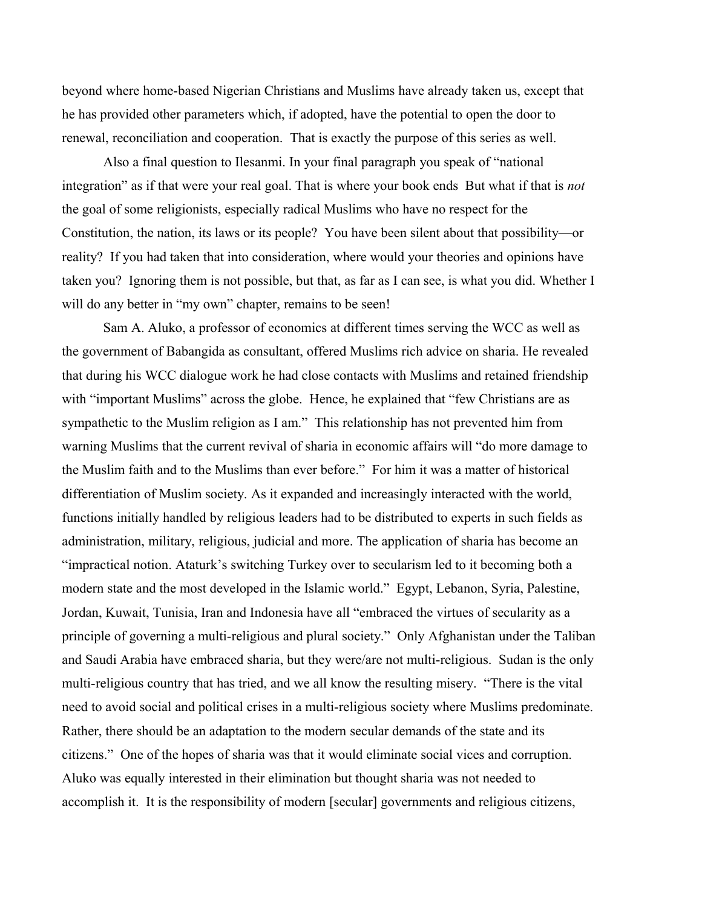beyond where home-based Nigerian Christians and Muslims have already taken us, except that he has provided other parameters which, if adopted, have the potential to open the door to renewal, reconciliation and cooperation. That is exactly the purpose of this series as well.

Also a final question to Ilesanmi. In your final paragraph you speak of "national integration" as if that were your real goal. That is where your book ends But what if that is *not* the goal of some religionists, especially radical Muslims who have no respect for the Constitution, the nation, its laws or its people? You have been silent about that possibility—or reality? If you had taken that into consideration, where would your theories and opinions have taken you? Ignoring them is not possible, but that, as far as I can see, is what you did. Whether I will do any better in "my own" chapter, remains to be seen!

Sam A. Aluko, a professor of economics at different times serving the WCC as well as the government of Babangida as consultant, offered Muslims rich advice on sharia. He revealed that during his WCC dialogue work he had close contacts with Muslims and retained friendship with "important Muslims" across the globe. Hence, he explained that "few Christians are as sympathetic to the Muslim religion as I am." This relationship has not prevented him from warning Muslims that the current revival of sharia in economic affairs will "do more damage to the Muslim faith and to the Muslims than ever before." For him it was a matter of historical differentiation of Muslim society. As it expanded and increasingly interacted with the world, functions initially handled by religious leaders had to be distributed to experts in such fields as administration, military, religious, judicial and more. The application of sharia has become an "impractical notion. Ataturk's switching Turkey over to secularism led to it becoming both a modern state and the most developed in the Islamic world." Egypt, Lebanon, Syria, Palestine, Jordan, Kuwait, Tunisia, Iran and Indonesia have all "embraced the virtues of secularity as a principle of governing a multi-religious and plural society." Only Afghanistan under the Taliban and Saudi Arabia have embraced sharia, but they were/are not multi-religious. Sudan is the only multi-religious country that has tried, and we all know the resulting misery. "There is the vital need to avoid social and political crises in a multi-religious society where Muslims predominate. Rather, there should be an adaptation to the modern secular demands of the state and its citizens." One of the hopes of sharia was that it would eliminate social vices and corruption. Aluko was equally interested in their elimination but thought sharia was not needed to accomplish it. It is the responsibility of modern [secular] governments and religious citizens,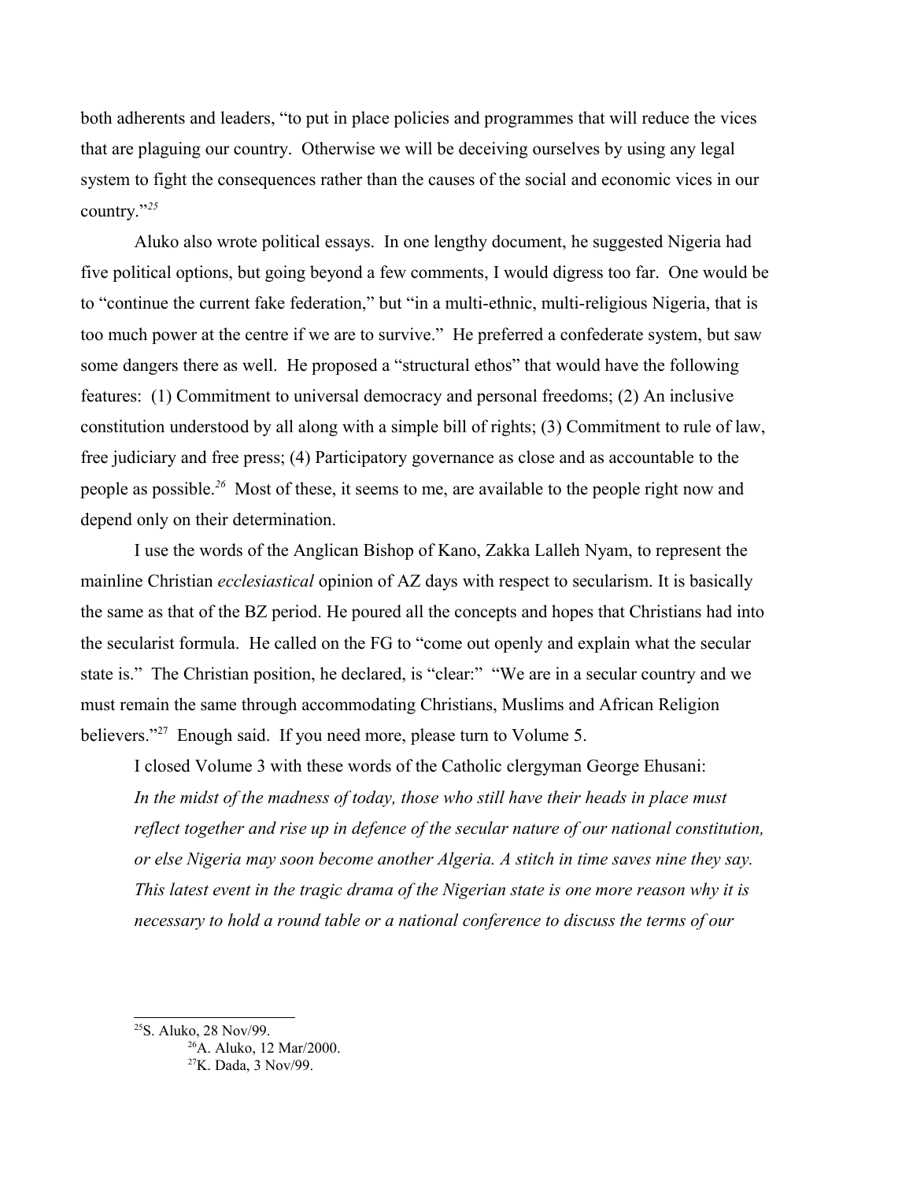both adherents and leaders, "to put in place policies and programmes that will reduce the vices that are plaguing our country. Otherwise we will be deceiving ourselves by using any legal system to fight the consequences rather than the causes of the social and economic vices in our country."[25]

Aluko also wrote political essays. In one lengthy document, he suggested Nigeria had five political options, but going beyond a few comments, I would digress too far. One would be to "continue the current fake federation," but "in a multi-ethnic, multi-religious Nigeria, that is too much power at the centre if we are to survive." He preferred a confederate system, but saw some dangers there as well. He proposed a "structural ethos" that would have the following features: (1) Commitment to universal democracy and personal freedoms; (2) An inclusive constitution understood by all along with a simple bill of rights; (3) Commitment to rule of law, free judiciary and free press; (4) Participatory governance as close and as accountable to the people as possible.[26] Most of these, it seems to me, are available to the people right now and depend only on their determination.

I use the words of the Anglican Bishop of Kano, Zakka Lalleh Nyam, to represent the mainline Christian *ecclesiastical* opinion of AZ days with respect to secularism. It is basically the same as that of the BZ period. He poured all the concepts and hopes that Christians had into the secularist formula. He called on the FG to "come out openly and explain what the secular state is." The Christian position, he declared, is "clear:" "We are in a secular country and we must remain the same through accommodating Christians, Muslims and African Religion believers."[27] Enough said. If you need more, please turn to Volume 5.

I closed Volume 3 with these words of the Catholic clergyman George Ehusani:

*In the midst of the madness of today, those who still have their heads in place must reflect together and rise up in defence of the secular nature of our national constitution, or else Nigeria may soon become another Algeria. A stitch in time saves nine they say. This latest event in the tragic drama of the Nigerian state is one more reason why it is necessary to hold a round table or a national conference to discuss the terms of our*

---

[25] S. Aluko, 28 Nov/99.

[26] A. Aluko, 12 Mar/2000.

[27] K. Dada, 3 Nov/99.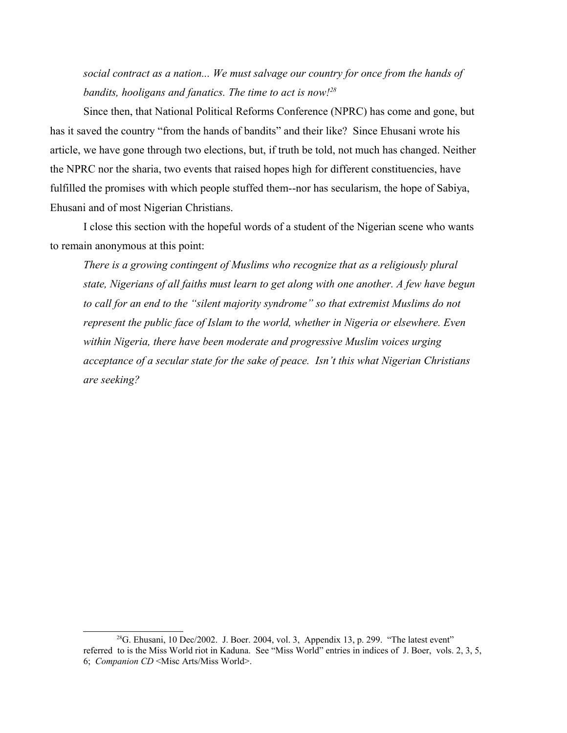*social contract as a nation... We must salvage our country for once from the hands of bandits, hooligans and fanatics. The time to act is now!*[28]

Since then, that National Political Reforms Conference (NPRC) has come and gone, but has it saved the country "from the hands of bandits" and their like? Since Ehusani wrote his article, we have gone through two elections, but, if truth be told, not much has changed. Neither the NPRC nor the sharia, two events that raised hopes high for different constituencies, have fulfilled the promises with which people stuffed them--nor has secularism, the hope of Sabiya, Ehusani and of most Nigerian Christians.

I close this section with the hopeful words of a student of the Nigerian scene who wants to remain anonymous at this point:

*There is a growing contingent of Muslims who recognize that as a religiously plural state, Nigerians of all faiths must learn to get along with one another. A few have begun to call for an end to the "silent majority syndrome" so that extremist Muslims do not represent the public face of Islam to the world, whether in Nigeria or elsewhere. Even within Nigeria, there have been moderate and progressive Muslim voices urging acceptance of a secular state for the sake of peace. Isn't this what Nigerian Christians are seeking?*

---

[28]G. Ehusani, 10 Dec/2002. J. Boer. 2004, vol. 3, Appendix 13, p. 299. "The latest event" referred to is the Miss World riot in Kaduna. See "Miss World" entries in indices of J. Boer, vols. 2, 3, 5, 6; *Companion CD* <Misc Arts/Miss World>.